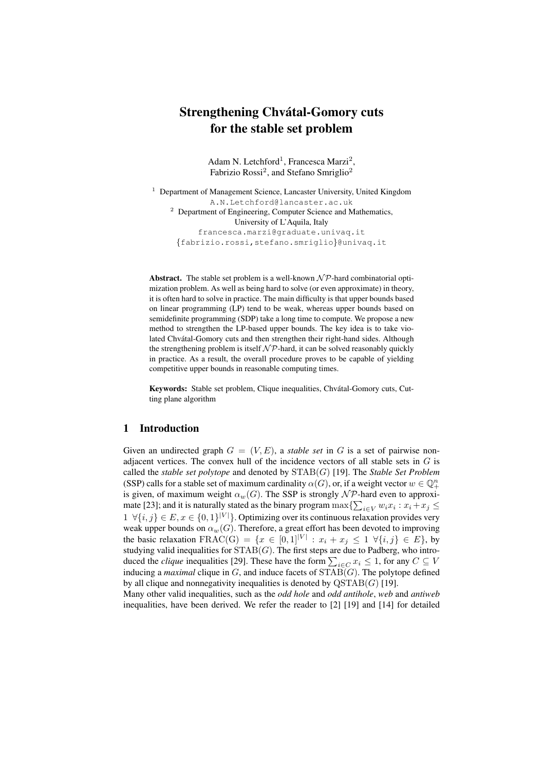# Strengthening Chvátal-Gomory cuts for the stable set problem

Adam N. Letchford[1], Francesca Marzi[2], Fabrizio Rossi[2], and Stefano Smriglio[2]

[1] Department of Management Science, Lancaster University, United Kingdom
A.N.Letchford@lancaster.ac.uk

[2] Department of Engineering, Computer Science and Mathematics, University of L'Aquila, Italy
francesca.marzi@graduate.univaq.it
{fabrizio.rossi,stefano.smriglio}@univaq.it

**Abstract.** The stable set problem is a well-known $\mathcal{NP}$-hard combinatorial optimization problem. As well as being hard to solve (or even approximate) in theory, it is often hard to solve in practice. The main difficulty is that upper bounds based on linear programming (LP) tend to be weak, whereas upper bounds based on semidefinite programming (SDP) take a long time to compute. We propose a new method to strengthen the LP-based upper bounds. The key idea is to take violated Chvátal-Gomory cuts and then strengthen their right-hand sides. Although the strengthening problem is itself $\mathcal{NP}$-hard, it can be solved reasonably quickly in practice. As a result, the overall procedure proves to be capable of yielding competitive upper bounds in reasonable computing times.

**Keywords:** Stable set problem, Clique inequalities, Chvátal-Gomory cuts, Cutting plane algorithm

## 1 Introduction

Given an undirected graph $G = (V, E)$, a *stable set* in $G$ is a set of pairwise non-adjacent vertices. The convex hull of the incidence vectors of all stable sets in $G$ is called the *stable set polytope* and denoted by $\mathrm{STAB}(G)$ [19]. The *Stable Set Problem* (SSP) calls for a stable set of maximum cardinality $\alpha(G)$, or, if a weight vector $w \in \mathbb{Q}^n_+$ is given, of maximum weight $\alpha_w(G)$. The SSP is strongly $\mathcal{NP}$-hard even to approximate [23]; and it is naturally stated as the binary program $\max\{\sum_{i\in V} w_i x_i : x_i + x_j \leq 1 \ \forall \{i,j\} \in E, x \in \{0,1\}^{|V|}\}$. Optimizing over its continuous relaxation provides very weak upper bounds on $\alpha_w(G)$. Therefore, a great effort has been devoted to improving the basic relaxation $\mathrm{FRAC(G)} = \{x \in [0,1]^{|V|} : x_i + x_j \leq 1 \ \forall \{i,j\} \in E\}$, by studying valid inequalities for $\mathrm{STAB}(G)$. The first steps are due to Padberg, who introduced the *clique* inequalities [29]. These have the form $\sum_{i\in C} x_i \leq 1$, for any $C \subseteq V$ inducing a *maximal* clique in $G$, and induce facets of $\mathrm{STAB}(G)$. The polytope defined by all clique and nonnegativity inequalities is denoted by $\mathrm{QSTAB}(G)$ [19].

Many other valid inequalities, such as the *odd hole* and *odd antihole*, *web* and *antiweb* inequalities, have been derived. We refer the reader to [2] [19] and [14] for detailed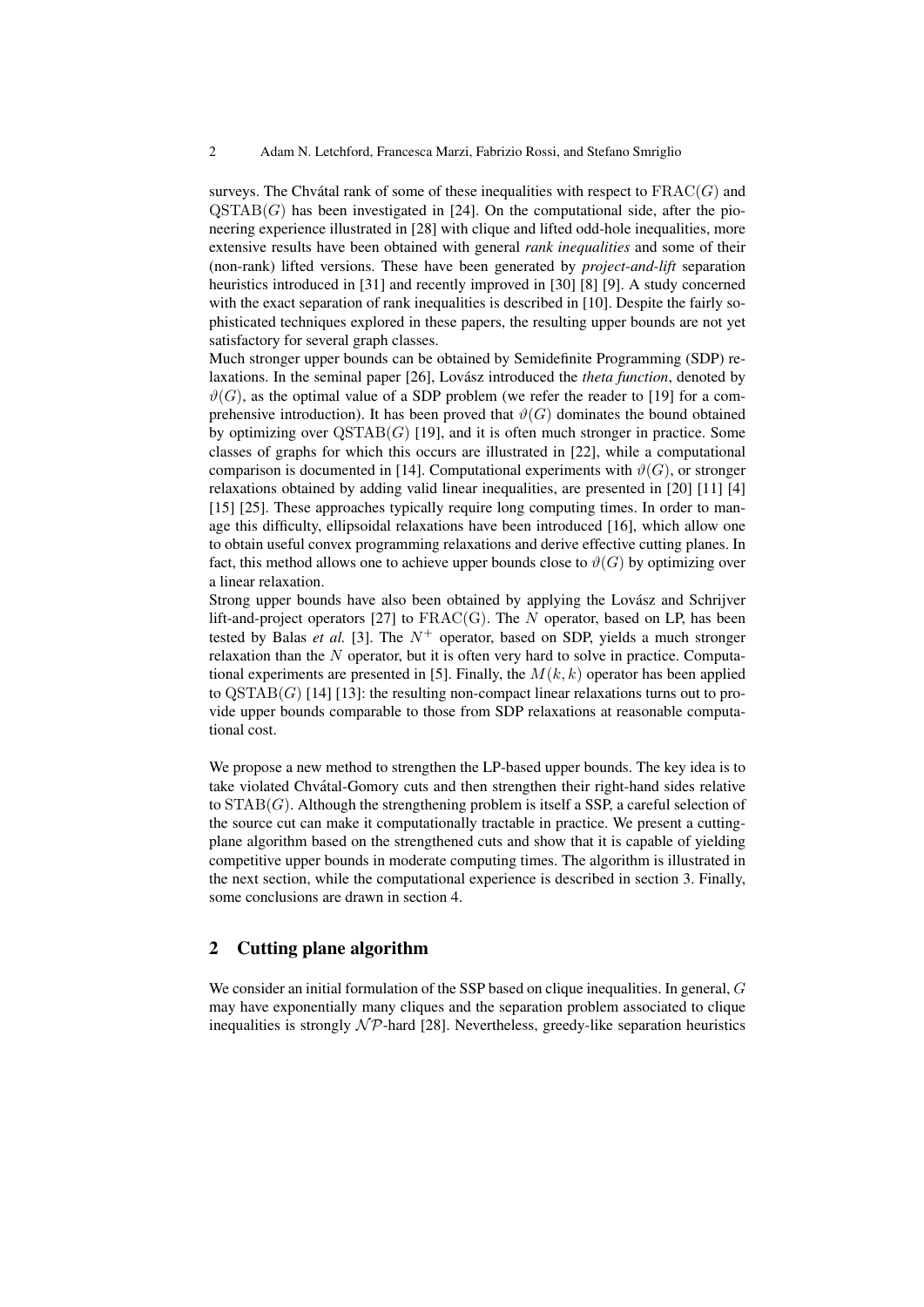surveys. The Chvátal rank of some of these inequalities with respect to $\mathrm{FRAC}(G)$ and $\mathrm{QSTAB}(G)$ has been investigated in [24]. On the computational side, after the pioneering experience illustrated in [28] with clique and lifted odd-hole inequalities, more extensive results have been obtained with general *rank inequalities* and some of their (non-rank) lifted versions. These have been generated by *project-and-lift* separation heuristics introduced in [31] and recently improved in [30] [8] [9]. A study concerned with the exact separation of rank inequalities is described in [10]. Despite the fairly sophisticated techniques explored in these papers, the resulting upper bounds are not yet satisfactory for several graph classes.

Much stronger upper bounds can be obtained by Semidefinite Programming (SDP) relaxations. In the seminal paper [26], Lovász introduced the *theta function*, denoted by $\vartheta(G)$, as the optimal value of a SDP problem (we refer the reader to [19] for a comprehensive introduction). It has been proved that $\vartheta(G)$ dominates the bound obtained by optimizing over $\mathrm{QSTAB}(G)$ [19], and it is often much stronger in practice. Some classes of graphs for which this occurs are illustrated in [22], while a computational comparison is documented in [14]. Computational experiments with $\vartheta(G)$, or stronger relaxations obtained by adding valid linear inequalities, are presented in [20] [11] [4] [15] [25]. These approaches typically require long computing times. In order to manage this difficulty, ellipsoidal relaxations have been introduced [16], which allow one to obtain useful convex programming relaxations and derive effective cutting planes. In fact, this method allows one to achieve upper bounds close to $\vartheta(G)$ by optimizing over a linear relaxation.

Strong upper bounds have also been obtained by applying the Lovász and Schrijver lift-and-project operators [27] to $\mathrm{FRAC}(\mathrm{G})$. The $N$ operator, based on LP, has been tested by Balas *et al.* [3]. The $N^+$ operator, based on SDP, yields a much stronger relaxation than the $N$ operator, but it is often very hard to solve in practice. Computational experiments are presented in [5]. Finally, the $M(k,k)$ operator has been applied to $\mathrm{QSTAB}(G)$ [14] [13]: the resulting non-compact linear relaxations turns out to provide upper bounds comparable to those from SDP relaxations at reasonable computational cost.

We propose a new method to strengthen the LP-based upper bounds. The key idea is to take violated Chvátal-Gomory cuts and then strengthen their right-hand sides relative to $\mathrm{STAB}(G)$. Although the strengthening problem is itself a SSP, a careful selection of the source cut can make it computationally tractable in practice. We present a cutting-plane algorithm based on the strengthened cuts and show that it is capable of yielding competitive upper bounds in moderate computing times. The algorithm is illustrated in the next section, while the computational experience is described in section 3. Finally, some conclusions are drawn in section 4.

## 2 Cutting plane algorithm

We consider an initial formulation of the SSP based on clique inequalities. In general, $G$ may have exponentially many cliques and the separation problem associated to clique inequalities is strongly $\mathcal{NP}$-hard [28]. Nevertheless, greedy-like separation heuristics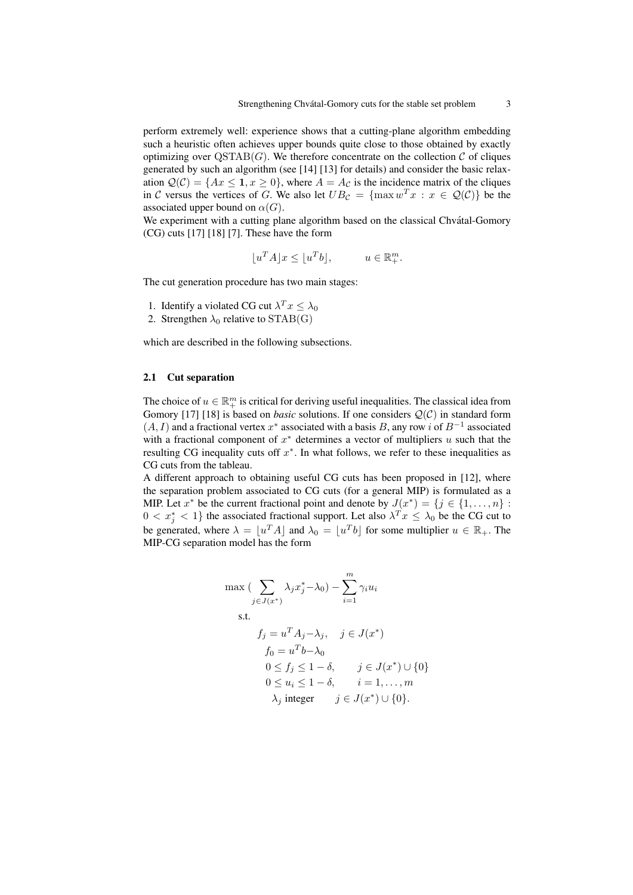perform extremely well: experience shows that a cutting-plane algorithm embedding such a heuristic often achieves upper bounds quite close to those obtained by exactly optimizing over $\mathrm{QSTAB}(G)$. We therefore concentrate on the collection $\mathcal{C}$ of cliques generated by such an algorithm (see [14] [13] for details) and consider the basic relaxation $\mathcal{Q}(\mathcal{C}) = \{Ax \leq \mathbf{1}, x \geq 0\}$, where $A = A_{\mathcal{C}}$ is the incidence matrix of the cliques in $\mathcal{C}$ versus the vertices of $G$. We also let $UB_{\mathcal{C}} = \{\max w^T x : x \in \mathcal{Q}(\mathcal{C})\}$ be the associated upper bound on $\alpha(G)$.
We experiment with a cutting plane algorithm based on the classical Chvátal-Gomory (CG) cuts [17] [18] [7]. These have the form

$$\lfloor u^T A \rfloor x \leq \lfloor u^T b \rfloor, \qquad u \in \mathbb{R}^m_+.$$

The cut generation procedure has two main stages:

1. Identify a violated CG cut $\lambda^T x \leq \lambda_0$
2. Strengthen $\lambda_0$ relative to $\mathrm{STAB(G)}$

which are described in the following subsections.

### 2.1 Cut separation

The choice of $u \in \mathbb{R}^m_+$ is critical for deriving useful inequalities. The classical idea from Gomory [17] [18] is based on *basic* solutions. If one considers $\mathcal{Q}(\mathcal{C})$ in standard form $(A, I)$ and a fractional vertex $x^*$ associated with a basis $B$, any row $i$ of $B^{-1}$ associated with a fractional component of $x^*$ determines a vector of multipliers $u$ such that the resulting CG inequality cuts off $x^*$. In what follows, we refer to these inequalities as CG cuts from the tableau.
A different approach to obtaining useful CG cuts has been proposed in [12], where the separation problem associated to CG cuts (for a general MIP) is formulated as a MIP. Let $x^*$ be the current fractional point and denote by $J(x^*) = \{j \in \{1, \dots, n\} : 0 < x^*_j < 1\}$ the associated fractional support. Let also $\lambda^T x \leq \lambda_0$ be the CG cut to be generated, where $\lambda = \lfloor u^T A \rfloor$ and $\lambda_0 = \lfloor u^T b \rfloor$ for some multiplier $u \in \mathbb{R}_+$. The MIP-CG separation model has the form

$$
\begin{aligned}
\max \ & \Big(\sum_{j \in J(x^*)} \lambda_j x^*_j - \lambda_0\Big) - \sum_{i=1}^{m} \gamma_i u_i \\
\text{s.t.} \ & \\
& f_j = u^T A_j - \lambda_j, \quad j \in J(x^*) \\
& f_0 = u^T b - \lambda_0 \\
& 0 \leq f_j \leq 1 - \delta, \qquad j \in J(x^*) \cup \{0\} \\
& 0 \leq u_i \leq 1 - \delta, \qquad i = 1, \dots, m \\
& \lambda_j \text{ integer} \qquad j \in J(x^*) \cup \{0\}.
\end{aligned}
$$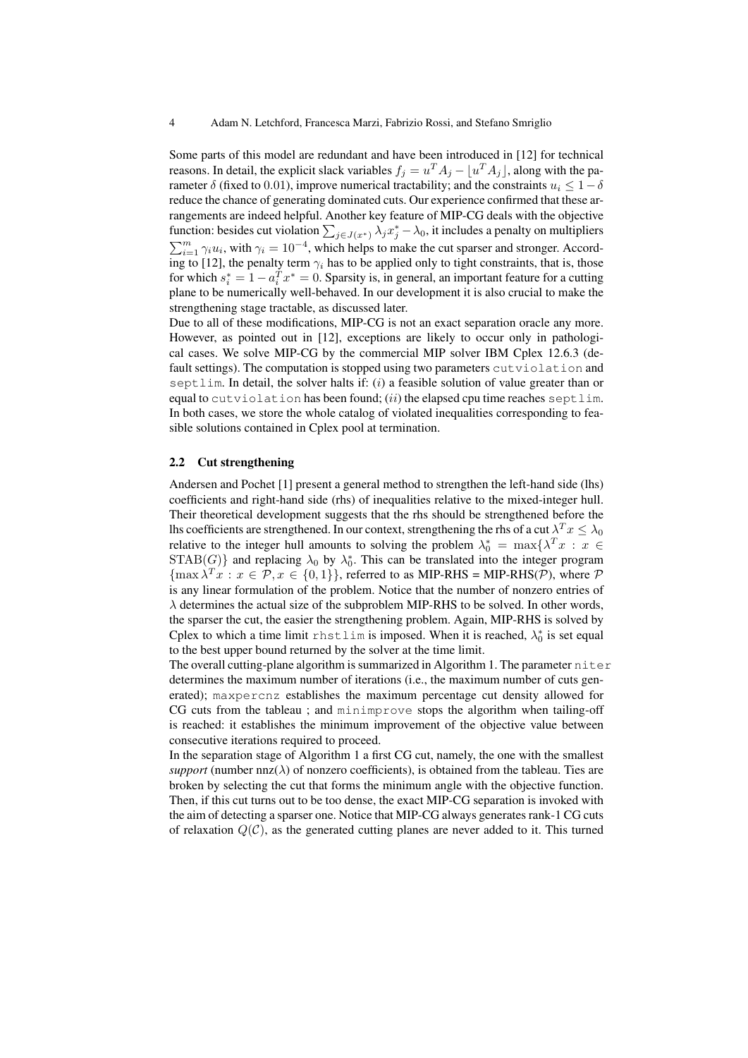Some parts of this model are redundant and have been introduced in [12] for technical reasons. In detail, the explicit slack variables $f_j = u^T A_j - \lfloor u^T A_j \rfloor$, along with the parameter $\delta$ (fixed to $0.01$), improve numerical tractability; and the constraints $u_i \leq 1 - \delta$ reduce the chance of generating dominated cuts. Our experience confirmed that these arrangements are indeed helpful. Another key feature of MIP-CG deals with the objective function: besides cut violation $\sum_{j \in J(x^*)} \lambda_j x_j^* - \lambda_0$, it includes a penalty on multipliers $\sum_{i=1}^m \gamma_i u_i$, with $\gamma_i = 10^{-4}$, which helps to make the cut sparser and stronger. According to [12], the penalty term $\gamma_i$ has to be applied only to tight constraints, that is, those for which $s_i^* = 1 - a_i^T x^* = 0$. Sparsity is, in general, an important feature for a cutting plane to be numerically well-behaved. In our development it is also crucial to make the strengthening stage tractable, as discussed later.

Due to all of these modifications, MIP-CG is not an exact separation oracle any more. However, as pointed out in [12], exceptions are likely to occur only in pathological cases. We solve MIP-CG by the commercial MIP solver IBM Cplex 12.6.3 (default settings). The computation is stopped using two parameters `cutviolation` and `septlim`. In detail, the solver halts if: $(i)$ a feasible solution of value greater than or equal to `cutviolation` has been found; $(ii)$ the elapsed cpu time reaches `septlim`. In both cases, we store the whole catalog of violated inequalities corresponding to feasible solutions contained in Cplex pool at termination.

### 2.2 Cut strengthening

Andersen and Pochet [1] present a general method to strengthen the left-hand side (lhs) coefficients and right-hand side (rhs) of inequalities relative to the mixed-integer hull. Their theoretical development suggests that the rhs should be strengthened before the lhs coefficients are strengthened. In our context, strengthening the rhs of a cut $\lambda^T x \leq \lambda_0$ relative to the integer hull amounts to solving the problem $\lambda_0^* = \max\{\lambda^T x : x \in \mathrm{STAB}(G)\}$ and replacing $\lambda_0$ by $\lambda_0^*$. This can be translated into the integer program $\{\max \lambda^T x : x \in \mathcal{P}, x \in \{0,1\}\}$, referred to as MIP-RHS = MIP-RHS($\mathcal{P}$), where $\mathcal{P}$ is any linear formulation of the problem. Notice that the number of nonzero entries of $\lambda$ determines the actual size of the subproblem MIP-RHS to be solved. In other words, the sparser the cut, the easier the strengthening problem. Again, MIP-RHS is solved by Cplex to which a time limit `rhstlim` is imposed. When it is reached, $\lambda_0^*$ is set equal to the best upper bound returned by the solver at the time limit.

The overall cutting-plane algorithm is summarized in Algorithm 1. The parameter `niter` determines the maximum number of iterations (i.e., the maximum number of cuts generated); `maxpercnz` establishes the maximum percentage cut density allowed for CG cuts from the tableau ; and `minimprove` stops the algorithm when tailing-off is reached: it establishes the minimum improvement of the objective value between consecutive iterations required to proceed.

In the separation stage of Algorithm 1 a first CG cut, namely, the one with the smallest *support* (number nnz($\lambda$) of nonzero coefficients), is obtained from the tableau. Ties are broken by selecting the cut that forms the minimum angle with the objective function. Then, if this cut turns out to be too dense, the exact MIP-CG separation is invoked with the aim of detecting a sparser one. Notice that MIP-CG always generates rank-1 CG cuts of relaxation $Q(\mathcal{C})$, as the generated cutting planes are never added to it. This turned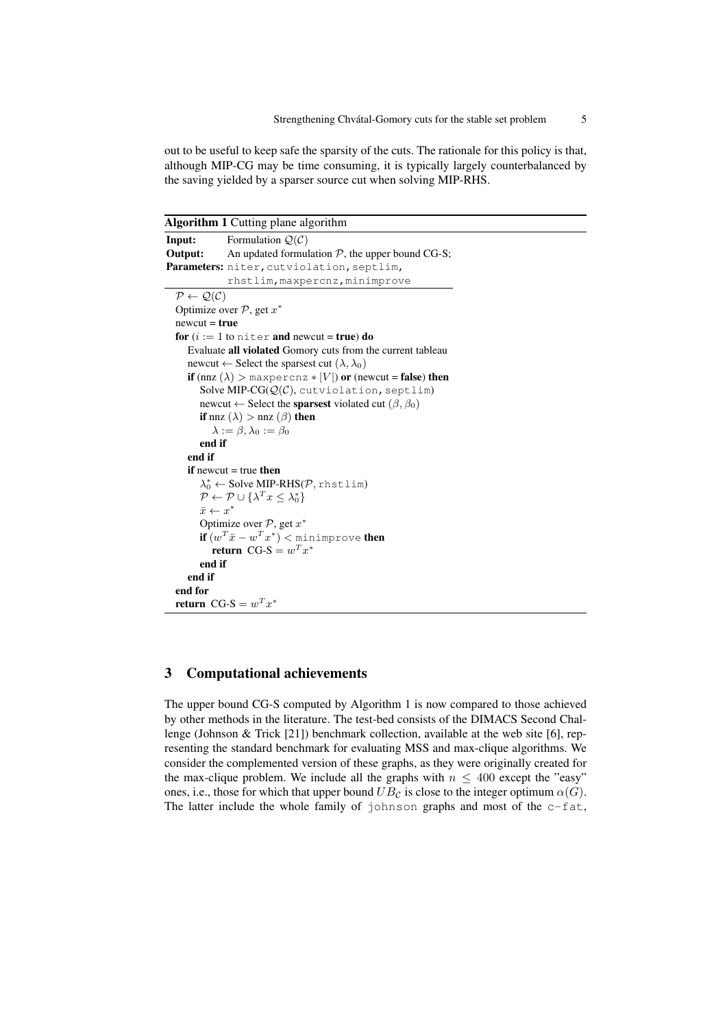out to be useful to keep safe the sparsity of the cuts. The rationale for this policy is that, although MIP-CG may be time consuming, it is typically largely counterbalanced by the saving yielded by a sparser source cut when solving MIP-RHS.

**Algorithm 1** Cutting plane algorithm

```
Input:      Formulation Q(C)
Output:     An updated formulation P, the upper bound CG-S;
Parameters: niter, cutviolation, septlim,
            rhstlim, maxpercnz, minimprove

P ← Q(C)
Optimize over P, get x*
newcut = true
for (i := 1 to niter and newcut = true) do
    Evaluate all violated Gomory cuts from the current tableau
    newcut ← Select the sparsest cut (λ, λ0)
    if (nnz (λ) > maxpercnz * |V|) or (newcut = false) then
        Solve MIP-CG(Q(C), cutviolation, septlim)
        newcut ← Select the sparsest violated cut (β, β0)
        if nnz (λ) > nnz (β) then
            λ := β, λ0 := β0
        end if
    end if
    if newcut = true then
        λ0* ← Solve MIP-RHS(P, rhstlim)
        P ← P ∪ {λ^T x ≤ λ0*}
        x̄ ← x*
        Optimize over P, get x*
        if (w^T x̄ − w^T x*) < minimprove then
            return CG-S = w^T x*
        end if
    end if
end for
return CG-S = w^T x*
```

## 3 Computational achievements

The upper bound CG-S computed by Algorithm 1 is now compared to those achieved by other methods in the literature. The test-bed consists of the DIMACS Second Challenge (Johnson & Trick [21]) benchmark collection, available at the web site [6], representing the standard benchmark for evaluating MSS and max-clique algorithms. We consider the complemented version of these graphs, as they were originally created for the max-clique problem. We include all the graphs with $n \leq 400$ except the "easy" ones, i.e., those for which that upper bound $UB_{\mathcal{C}}$ is close to the integer optimum $\alpha(G)$. The latter include the whole family of johnson graphs and most of the c-fat,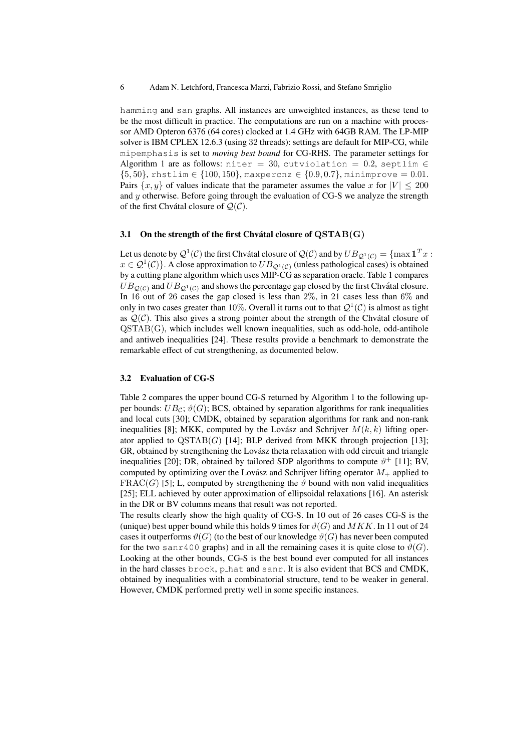hamming and san graphs. All instances are unweighted instances, as these tend to be the most difficult in practice. The computations are run on a machine with processor AMD Opteron 6376 (64 cores) clocked at 1.4 GHz with 64GB RAM. The LP-MIP solver is IBM CPLEX 12.6.3 (using 32 threads): settings are default for MIP-CG, while mipemphasis is set to *moving best bound* for CG-RHS. The parameter settings for Algorithm 1 are as follows: niter = 30, cutviolation = 0.2, septlim $\in \{5, 50\}$, rhstlim $\in \{100, 150\}$, maxpercnz $\in \{0.9, 0.7\}$, minimprove = 0.01. Pairs $\{x, y\}$ of values indicate that the parameter assumes the value $x$ for $|V| \leq 200$ and $y$ otherwise. Before going through the evaluation of CG-S we analyze the strength of the first Chvátal closure of $\mathcal{Q}(\mathcal{C})$.

### 3.1 On the strength of the first Chvátal closure of $\mathrm{QSTAB}(\mathbf{G})$

Let us denote by $\mathcal{Q}^1(\mathcal{C})$ the first Chvátal closure of $\mathcal{Q}(\mathcal{C})$ and by $UB_{\mathcal{Q}^1(\mathcal{C})} = \{\max \mathbb{1}^T x : x \in \mathcal{Q}^1(\mathcal{C})\}$. A close approximation to $UB_{\mathcal{Q}^1(\mathcal{C})}$ (unless pathological cases) is obtained by a cutting plane algorithm which uses MIP-CG as separation oracle. Table 1 compares $UB_{\mathcal{Q}(\mathcal{C})}$ and $UB_{\mathcal{Q}^1(\mathcal{C})}$ and shows the percentage gap closed by the first Chvátal closure. In 16 out of 26 cases the gap closed is less than 2%, in 21 cases less than 6% and only in two cases greater than 10%. Overall it turns out to that $\mathcal{Q}^1(\mathcal{C})$ is almost as tight as $\mathcal{Q}(\mathcal{C})$. This also gives a strong pointer about the strength of the Chvátal closure of $\mathrm{QSTAB}(\mathrm{G})$, which includes well known inequalities, such as odd-hole, odd-antihole and antiweb inequalities [24]. These results provide a benchmark to demonstrate the remarkable effect of cut strengthening, as documented below.

### 3.2 Evaluation of CG-S

Table 2 compares the upper bound CG-S returned by Algorithm 1 to the following upper bounds: $UB_{\mathcal{C}}$; $\vartheta(G)$; BCS, obtained by separation algorithms for rank inequalities and local cuts [30]; CMDK, obtained by separation algorithms for rank and non-rank inequalities [8]; MKK, computed by the Lovász and Schrijver $M(k, k)$ lifting operator applied to $\mathrm{QSTAB}(G)$ [14]; BLP derived from MKK through projection [13]; GR, obtained by strengthening the Lovász theta relaxation with odd circuit and triangle inequalities [20]; DR, obtained by tailored SDP algorithms to compute $\vartheta^+$ [11]; BV, computed by optimizing over the Lovász and Schrijver lifting operator $M_+$ applied to $\mathrm{FRAC}(G)$ [5]; L, computed by strengthening the $\vartheta$ bound with non valid inequalities [25]; ELL achieved by outer approximation of ellipsoidal relaxations [16]. An asterisk in the DR or BV columns means that result was not reported.

The results clearly show the high quality of CG-S. In 10 out of 26 cases CG-S is the (unique) best upper bound while this holds 9 times for $\vartheta(G)$ and $MKK$. In 11 out of 24 cases it outperforms $\vartheta(G)$ (to the best of our knowledge $\vartheta(G)$ has never been computed for the two sanr400 graphs) and in all the remaining cases it is quite close to $\vartheta(G)$. Looking at the other bounds, CG-S is the best bound ever computed for all instances in the hard classes brock, p_hat and sanr. It is also evident that BCS and CMDK, obtained by inequalities with a combinatorial structure, tend to be weaker in general. However, CMDK performed pretty well in some specific instances.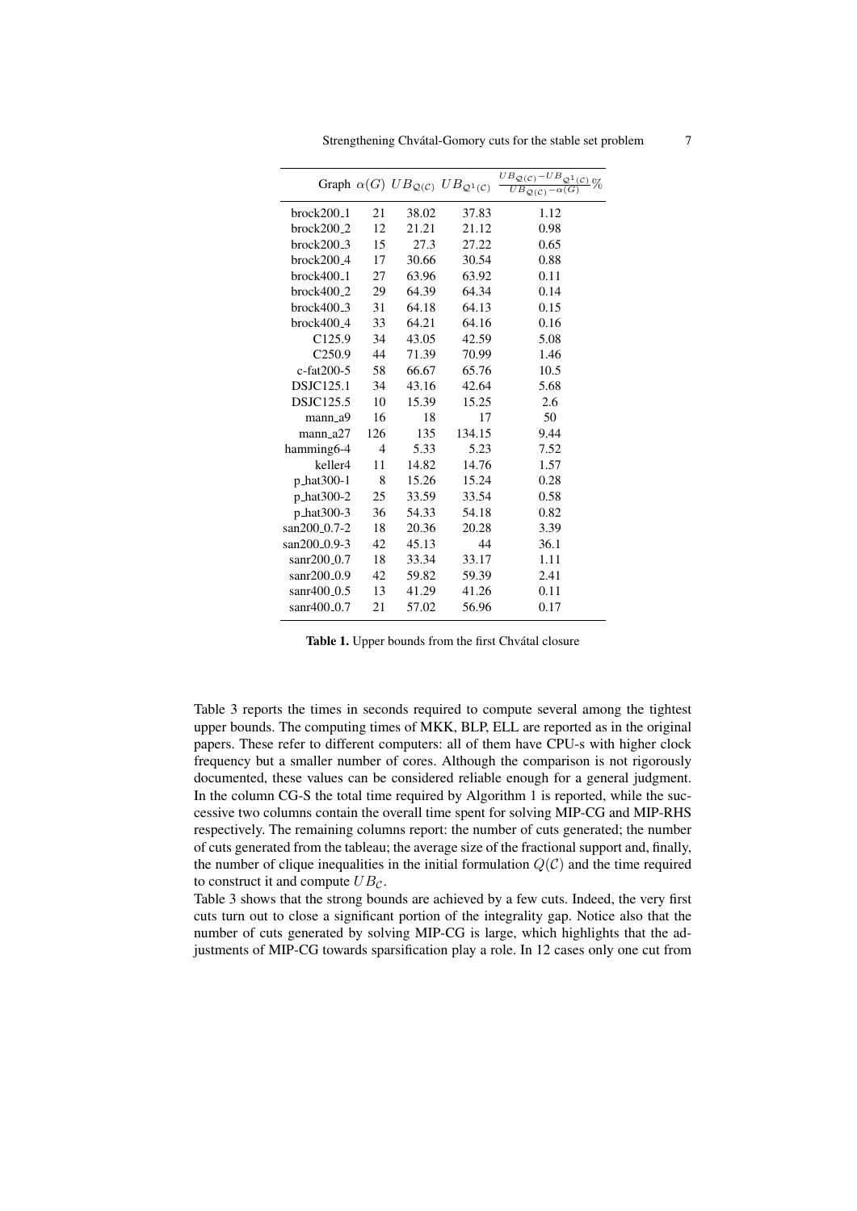| Graph | $\alpha(G)$ | $UB_{\mathcal{Q}(\mathcal{C})}$ | $UB_{\mathcal{Q}^1(\mathcal{C})}$ | $\frac{UB_{\mathcal{Q}(\mathcal{C})}-UB_{\mathcal{Q}^1(\mathcal{C})}}{UB_{\mathcal{Q}(\mathcal{C})}-\alpha(G)}\%$ |
|---|---|---|---|---|
| brock200_1 | 21 | 38.02 | 37.83 | 1.12 |
| brock200_2 | 12 | 21.21 | 21.12 | 0.98 |
| brock200_3 | 15 | 27.3 | 27.22 | 0.65 |
| brock200_4 | 17 | 30.66 | 30.54 | 0.88 |
| brock400_1 | 27 | 63.96 | 63.92 | 0.11 |
| brock400_2 | 29 | 64.39 | 64.34 | 0.14 |
| brock400_3 | 31 | 64.18 | 64.13 | 0.15 |
| brock400_4 | 33 | 64.21 | 64.16 | 0.16 |
| C125.9 | 34 | 43.05 | 42.59 | 5.08 |
| C250.9 | 44 | 71.39 | 70.99 | 1.46 |
| c-fat200-5 | 58 | 66.67 | 65.76 | 10.5 |
| DSJC125.1 | 34 | 43.16 | 42.64 | 5.68 |
| DSJC125.5 | 10 | 15.39 | 15.25 | 2.6 |
| mann_a9 | 16 | 18 | 17 | 50 |
| mann_a27 | 126 | 135 | 134.15 | 9.44 |
| hamming6-4 | 4 | 5.33 | 5.23 | 7.52 |
| keller4 | 11 | 14.82 | 14.76 | 1.57 |
| p_hat300-1 | 8 | 15.26 | 15.24 | 0.28 |
| p_hat300-2 | 25 | 33.59 | 33.54 | 0.58 |
| p_hat300-3 | 36 | 54.33 | 54.18 | 0.82 |
| san200_0.7-2 | 18 | 20.36 | 20.28 | 3.39 |
| san200_0.9-3 | 42 | 45.13 | 44 | 36.1 |
| sanr200_0.7 | 18 | 33.34 | 33.17 | 1.11 |
| sanr200_0.9 | 42 | 59.82 | 59.39 | 2.41 |
| sanr400_0.5 | 13 | 41.29 | 41.26 | 0.11 |
| sanr400_0.7 | 21 | 57.02 | 56.96 | 0.17 |

**Table 1.** Upper bounds from the first Chvátal closure

Table 3 reports the times in seconds required to compute several among the tightest upper bounds. The computing times of MKK, BLP, ELL are reported as in the original papers. These refer to different computers: all of them have CPU-s with higher clock frequency but a smaller number of cores. Although the comparison is not rigorously documented, these values can be considered reliable enough for a general judgment. In the column CG-S the total time required by Algorithm 1 is reported, while the successive two columns contain the overall time spent for solving MIP-CG and MIP-RHS respectively. The remaining columns report: the number of cuts generated; the number of cuts generated from the tableau; the average size of the fractional support and, finally, the number of clique inequalities in the initial formulation $Q(\mathcal{C})$ and the time required to construct it and compute $UB_{\mathcal{C}}$.

Table 3 shows that the strong bounds are achieved by a few cuts. Indeed, the very first cuts turn out to close a significant portion of the integrality gap. Notice also that the number of cuts generated by solving MIP-CG is large, which highlights that the adjustments of MIP-CG towards sparsification play a role. In 12 cases only one cut from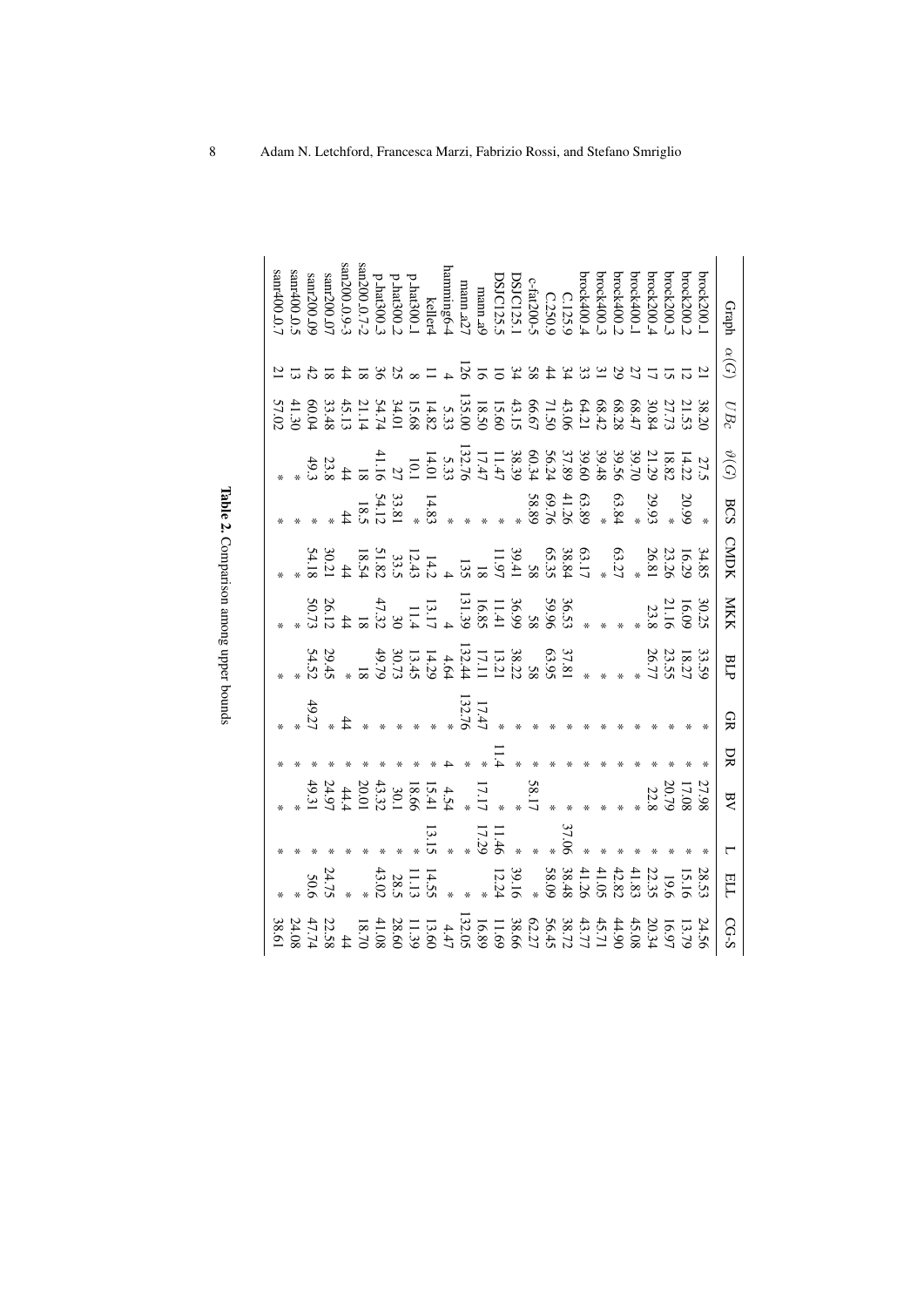| Graph | $\alpha(G)$ | $UB_c$ | $\vartheta(G)$ | BCS | CMDK | MKK | BLP | GR | DR | BV | L | ELL | CG-S |
|---|---|---|---|---|---|---|---|---|---|---|---|---|---|
| brock200_1 | 21 | 38.20 | 27.5 | * | 34.85 | 30.25 | 33.59 | * | * | 27.98 | * | 28.53 | 24.56 |
| brock200_2 | 12 | 21.53 | 14.22 | 20.99 | 16.29 | 16.09 | 18.27 | * | * | 17.08 | * | 15.16 | 13.79 |
| brock200_3 | 15 | 27.73 | 18.82 | * | 23.26 | 21.16 | 23.55 | * | * | 20.79 | * | 19.6 | 16.97 |
| brock200_4 | 17 | 30.84 | 21.29 | 29.93 | 26.81 | 23.8 | 26.77 | * | * | 22.8 | * | 22.35 | 20.34 |
| brock400_1 | 27 | 68.47 | 39.70 | * | * | * | * | * | * | * | * | 41.83 | 45.08 |
| brock400_2 | 29 | 68.28 | 39.56 | 63.84 | 63.27 | * | * | * | * | * | * | 42.82 | 44.90 |
| brock400_3 | 31 | 68.42 | 39.48 | * | * | * | * | * | * | * | * | 41.05 | 45.71 |
| brock400_4 | 33 | 64.21 | 39.60 | 63.89 | 63.17 | * | * | * | * | * | * | 41.26 | 43.77 |
| C.125.9 | 34 | 43.06 | 37.89 | 41.26 | 38.84 | 36.53 | 37.81 | * | * | * | 37.06 | 38.48 | 38.72 |
| C.250.9 | 44 | 71.50 | 56.24 | 69.76 | 65.35 | 59.96 | 63.95 | * | * | * | * | 58.09 | 56.45 |
| c-fat200-5 | 58 | 66.67 | 60.34 | 58.89 | 58 | 58 | 58 | * | * | 58.17 | * | * | 62.27 |
| DSJC125.1 | 34 | 43.15 | 38.39 | * | 39.41 | 36.99 | 38.22 | * | * | * | * | 39.16 | 38.66 |
| DSJC125.5 | 10 | 15.60 | 11.47 | * | 11.97 | 11.41 | 13.21 | * | 11.4 | * | 11.46 | 12.24 | 11.69 |
| mann_a9 | 16 | 18.50 | 17.47 | * | 18 | 16.85 | 17.11 | 17.47 | * | 17.17 | 17.29 | * | 16.89 |
| mann_a27 | 126 | 135.00 | 132.76 | * | 135 | 131.39 | 132.44 | 132.76 | * | * | * | * | 132.05 |
| hamming6-4 | 4 | 5.33 | 5.33 | * | 4 | 4 | 4.64 | * | 4 | 4.54 | * | * | 4.47 |
| keller4 | 11 | 14.82 | 14.01 | 14.83 | 14.2 | 13.17 | 14.29 | | * | 15.41 | 13.15 | 14.55 | 13.60 |
| p_hat300_1 | 8 | 15.68 | 10.1 | * | 12.43 | 11.4 | 13.45 | * | * | 18.66 | * | 11.13 | 11.39 |
| p_hat300_2 | 25 | 34.01 | 27 | 33.81 | 33.5 | 30 | 30.73 | * | * | 30.1 | * | 28.5 | 28.60 |
| p_hat300_3 | 36 | 54.74 | 41.16 | 54.12 | 51.82 | 47.32 | 49.79 | * | * | 43.32 | * | 43.02 | 41.08 |
| san200_0.7-2 | 18 | 21.14 | 18 | 18.5 | 18.54 | 18 | 18 | * | * | 20.01 | * | * | 18.70 |
| san200_0.9-3 | 44 | 45.13 | 44 | 44 | 44 | 44 | * | 44 | * | 44.4 | * | | 44 |
| sanr200_0.7 | 18 | 33.48 | 23.8 | * | 30.21 | 26.12 | 29.45 | * | * | 24.97 | * | 24.75 | 22.58 |
| sanr200_0.9 | 42 | 60.04 | 49.3 | * | 54.18 | 50.73 | 54.52 | 49.27 | * | 49.31 | * | 50.6 | 47.74 |
| sanr400_0.5 | 13 | 41.30 | * | * | | * | | * | * | * | * | * | 24.08 |
| sanr400_0.7 | 21 | 57.02 | * | * | * | * | * | * | * | * | * | * | 38.61 |

**Table 2.** Comparison among upper bounds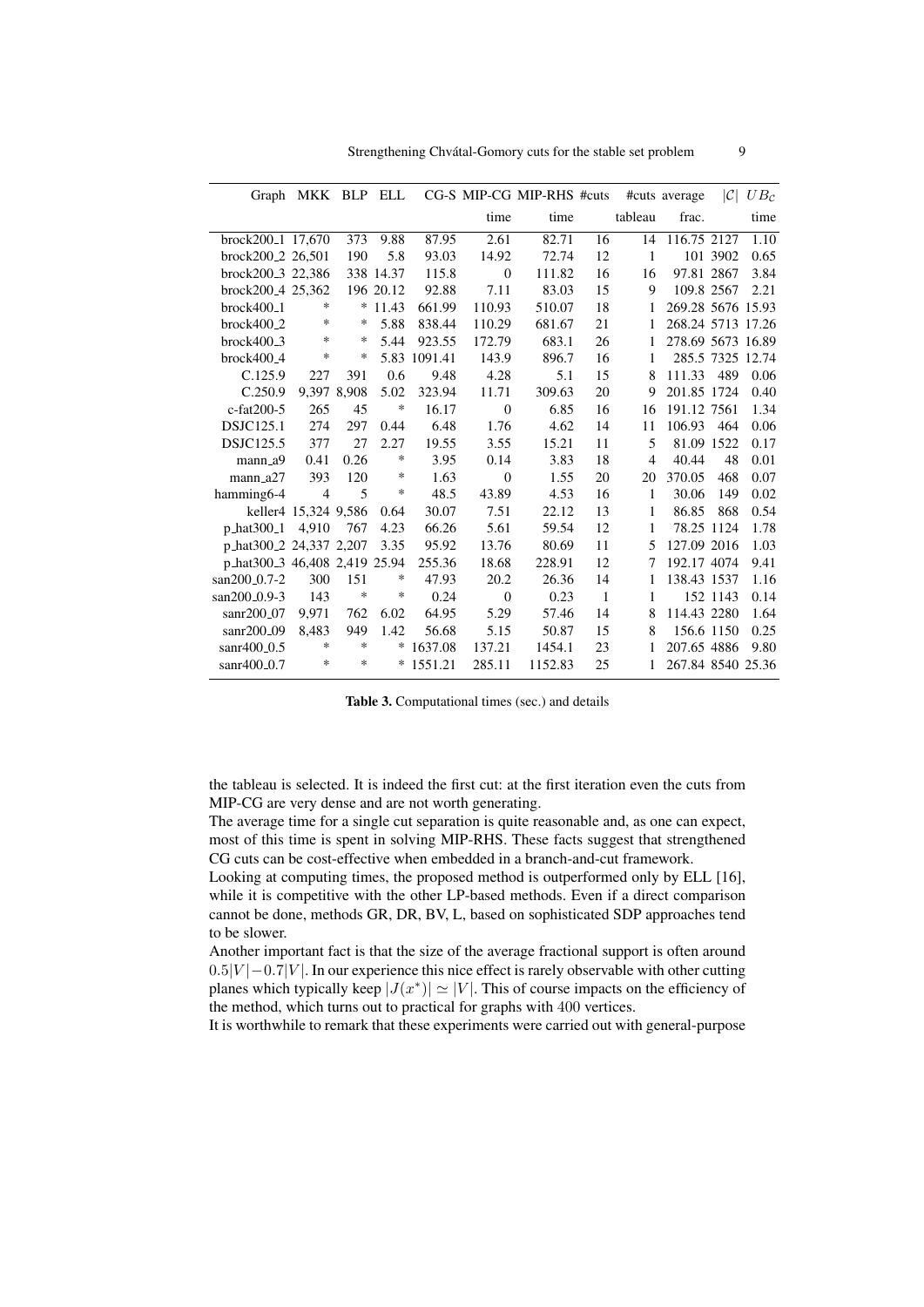| Graph | MKK | BLP | ELL | CG-S | MIP-CG | MIP-RHS | #cuts | #cuts | average | $\|\mathcal{C}\|$ | $UB_{\mathcal{C}}$ |
|---|---|---|---|---|---|---|---|---|---|---|---|
| | | | | | time | time | | tableau | frac. | | time |
| brock200_1 | 17,670 | 373 | 9.88 | 87.95 | 2.61 | 82.71 | 16 | 14 | 116.75 | 2127 | 1.10 |
| brock200_2 | 26,501 | 190 | 5.8 | 93.03 | 14.92 | 72.74 | 12 | 1 | 101 | 3902 | 0.65 |
| brock200_3 | 22,386 | 338 | 14.37 | 115.8 | 0 | 111.82 | 16 | 16 | 97.81 | 2867 | 3.84 |
| brock200_4 | 25,362 | 196 | 20.12 | 92.88 | 7.11 | 83.03 | 15 | 9 | 109.8 | 2567 | 2.21 |
| brock400_1 | * | * | 11.43 | 661.99 | 110.93 | 510.07 | 18 | 1 | 269.28 | 5676 | 15.93 |
| brock400_2 | * | * | 5.88 | 838.44 | 110.29 | 681.67 | 21 | 1 | 268.24 | 5713 | 17.26 |
| brock400_3 | * | * | 5.44 | 923.55 | 172.79 | 683.1 | 26 | 1 | 278.69 | 5673 | 16.89 |
| brock400_4 | * | * | 5.83 | 1091.41 | 143.9 | 896.7 | 16 | 1 | 285.5 | 7325 | 12.74 |
| C.125.9 | 227 | 391 | 0.6 | 9.48 | 4.28 | 5.1 | 15 | 8 | 111.33 | 489 | 0.06 |
| C.250.9 | 9,397 | 8,908 | 5.02 | 323.94 | 11.71 | 309.63 | 20 | 9 | 201.85 | 1724 | 0.40 |
| c-fat200-5 | 265 | 45 | * | 16.17 | 0 | 6.85 | 16 | 16 | 191.12 | 7561 | 1.34 |
| DSJC125.1 | 274 | 297 | 0.44 | 6.48 | 1.76 | 4.62 | 14 | 11 | 106.93 | 464 | 0.06 |
| DSJC125.5 | 377 | 27 | 2.27 | 19.55 | 3.55 | 15.21 | 11 | 5 | 81.09 | 1522 | 0.17 |
| mann_a9 | 0.41 | 0.26 | * | 3.95 | 0.14 | 3.83 | 18 | 4 | 40.44 | 48 | 0.01 |
| mann_a27 | 393 | 120 | * | 1.63 | 0 | 1.55 | 20 | 20 | 370.05 | 468 | 0.07 |
| hamming6-4 | 4 | 5 | * | 48.5 | 43.89 | 4.53 | 16 | 1 | 30.06 | 149 | 0.02 |
| keller4 | 15,324 | 9,586 | 0.64 | 30.07 | 7.51 | 22.12 | 13 | 1 | 86.85 | 868 | 0.54 |
| p_hat300_1 | 4,910 | 767 | 4.23 | 66.26 | 5.61 | 59.54 | 12 | 1 | 78.25 | 1124 | 1.78 |
| p_hat300_2 | 24,337 | 2,207 | 3.35 | 95.92 | 13.76 | 80.69 | 11 | 5 | 127.09 | 2016 | 1.03 |
| p_hat300_3 | 46,408 | 2,419 | 25.94 | 255.36 | 18.68 | 228.91 | 12 | 7 | 192.17 | 4074 | 9.41 |
| san200_0.7-2 | 300 | 151 | * | 47.93 | 20.2 | 26.36 | 14 | 1 | 138.43 | 1537 | 1.16 |
| san200_0.9-3 | 143 | * | * | 0.24 | 0 | 0.23 | 1 | 1 | 152 | 1143 | 0.14 |
| sanr200_07 | 9,971 | 762 | 6.02 | 64.95 | 5.29 | 57.46 | 14 | 8 | 114.43 | 2280 | 1.64 |
| sanr200_09 | 8,483 | 949 | 1.42 | 56.68 | 5.15 | 50.87 | 15 | 8 | 156.6 | 1150 | 0.25 |
| sanr400_0.5 | * | * | * | 1637.08 | 137.21 | 1454.1 | 23 | 1 | 207.65 | 4886 | 9.80 |
| sanr400_0.7 | * | * | * | 1551.21 | 285.11 | 1152.83 | 25 | 1 | 267.84 | 8540 | 25.36 |

**Table 3.** Computational times (sec.) and details

the tableau is selected. It is indeed the first cut: at the first iteration even the cuts from MIP-CG are very dense and are not worth generating.

The average time for a single cut separation is quite reasonable and, as one can expect, most of this time is spent in solving MIP-RHS. These facts suggest that strengthened CG cuts can be cost-effective when embedded in a branch-and-cut framework.

Looking at computing times, the proposed method is outperformed only by ELL [16], while it is competitive with the other LP-based methods. Even if a direct comparison cannot be done, methods GR, DR, BV, L, based on sophisticated SDP approaches tend to be slower.

Another important fact is that the size of the average fractional support is often around $0.5|V|-0.7|V|$. In our experience this nice effect is rarely observable with other cutting planes which typically keep $|J(x^*)| \simeq |V|$. This of course impacts on the efficiency of the method, which turns out to practical for graphs with $400$ vertices.

It is worthwhile to remark that these experiments were carried out with general-purpose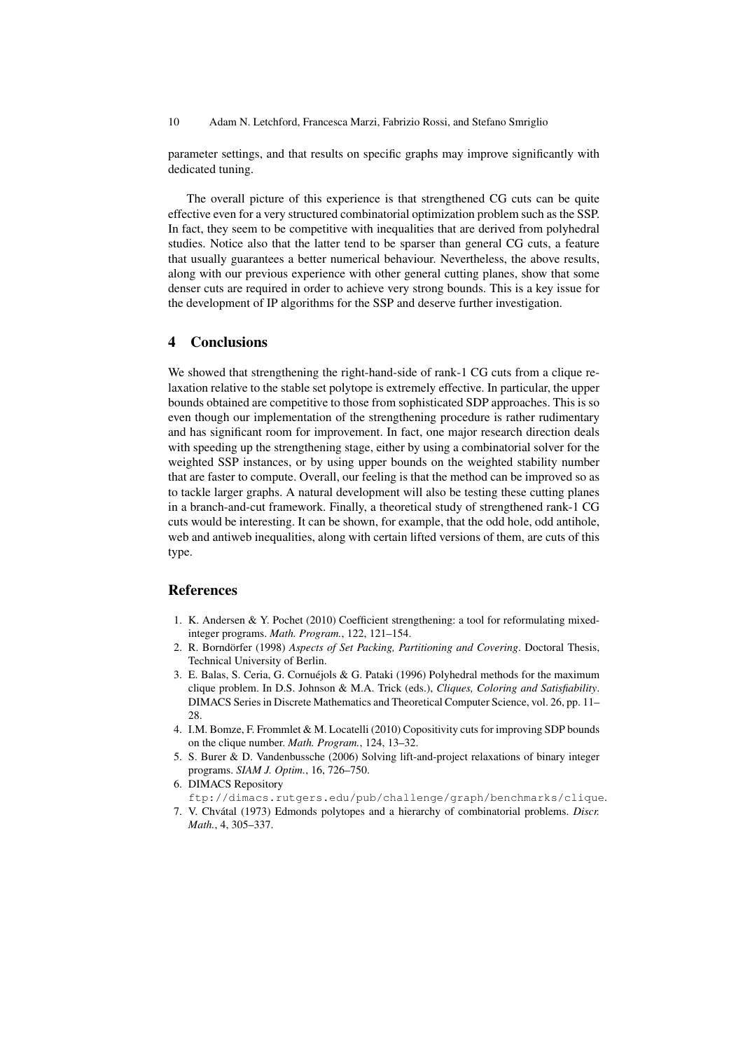parameter settings, and that results on specific graphs may improve significantly with dedicated tuning.

The overall picture of this experience is that strengthened CG cuts can be quite effective even for a very structured combinatorial optimization problem such as the SSP. In fact, they seem to be competitive with inequalities that are derived from polyhedral studies. Notice also that the latter tend to be sparser than general CG cuts, a feature that usually guarantees a better numerical behaviour. Nevertheless, the above results, along with our previous experience with other general cutting planes, show that some denser cuts are required in order to achieve very strong bounds. This is a key issue for the development of IP algorithms for the SSP and deserve further investigation.

## 4 Conclusions

We showed that strengthening the right-hand-side of rank-1 CG cuts from a clique relaxation relative to the stable set polytope is extremely effective. In particular, the upper bounds obtained are competitive to those from sophisticated SDP approaches. This is so even though our implementation of the strengthening procedure is rather rudimentary and has significant room for improvement. In fact, one major research direction deals with speeding up the strengthening stage, either by using a combinatorial solver for the weighted SSP instances, or by using upper bounds on the weighted stability number that are faster to compute. Overall, our feeling is that the method can be improved so as to tackle larger graphs. A natural development will also be testing these cutting planes in a branch-and-cut framework. Finally, a theoretical study of strengthened rank-1 CG cuts would be interesting. It can be shown, for example, that the odd hole, odd antihole, web and antiweb inequalities, along with certain lifted versions of them, are cuts of this type.

## References

1. K. Andersen & Y. Pochet (2010) Coefficient strengthening: a tool for reformulating mixed-integer programs. *Math. Program.*, 122, 121–154.
2. R. Borndörfer (1998) *Aspects of Set Packing, Partitioning and Covering*. Doctoral Thesis, Technical University of Berlin.
3. E. Balas, S. Ceria, G. Cornuéjols & G. Pataki (1996) Polyhedral methods for the maximum clique problem. In D.S. Johnson & M.A. Trick (eds.), *Cliques, Coloring and Satisfiability*. DIMACS Series in Discrete Mathematics and Theoretical Computer Science, vol. 26, pp. 11–28.
4. I.M. Bomze, F. Frommlet & M. Locatelli (2010) Copositivity cuts for improving SDP bounds on the clique number. *Math. Program.*, 124, 13–32.
5. S. Burer & D. Vandenbussche (2006) Solving lift-and-project relaxations of binary integer programs. *SIAM J. Optim.*, 16, 726–750.
6. DIMACS Repository `ftp://dimacs.rutgers.edu/pub/challenge/graph/benchmarks/clique`.
7. V. Chvátal (1973) Edmonds polytopes and a hierarchy of combinatorial problems. *Discr. Math.*, 4, 305–337.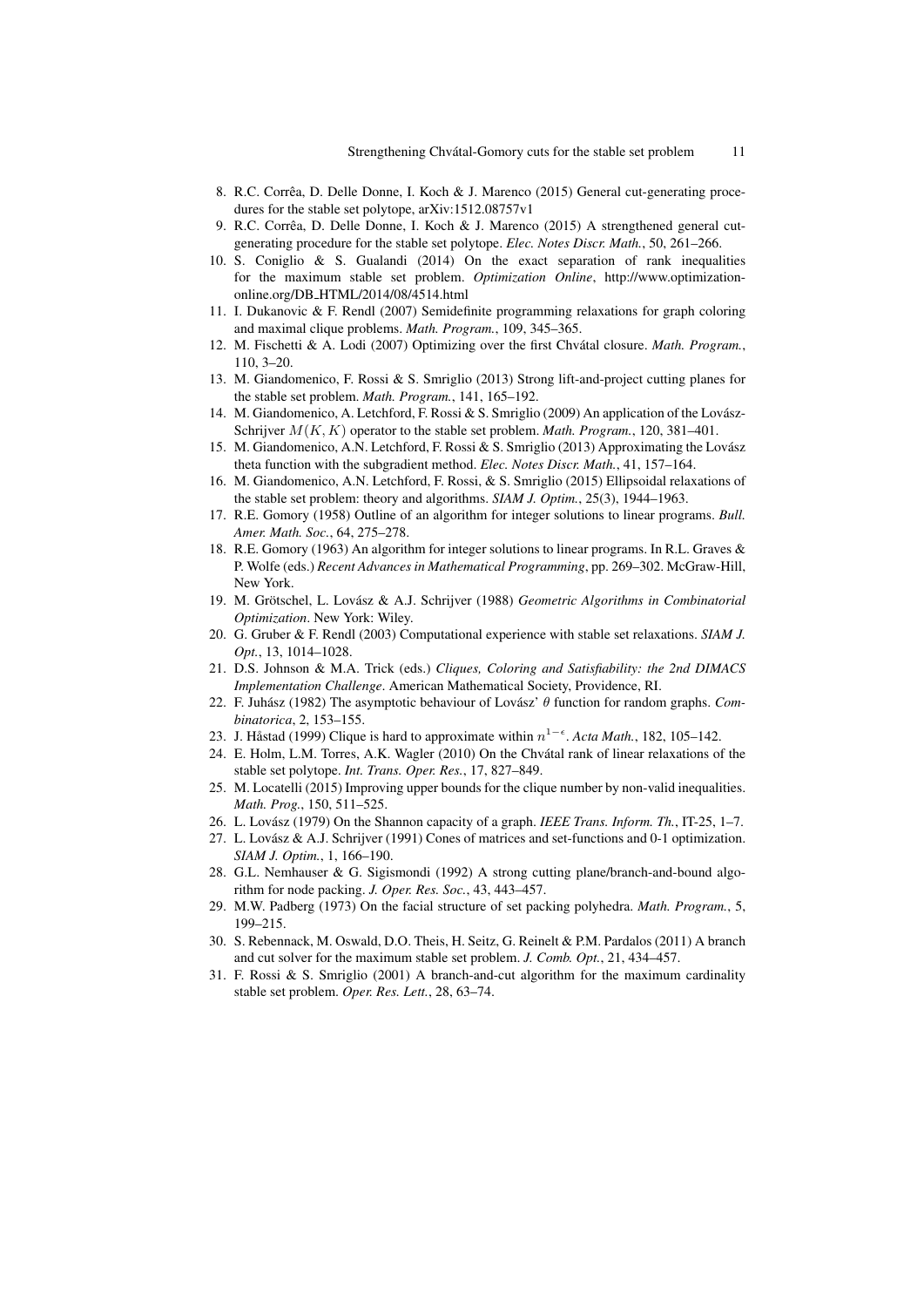8. R.C. Corrêa, D. Delle Donne, I. Koch & J. Marenco (2015) General cut-generating procedures for the stable set polytope, arXiv:1512.08757v1
9. R.C. Corrêa, D. Delle Donne, I. Koch & J. Marenco (2015) A strengthened general cut-generating procedure for the stable set polytope. *Elec. Notes Discr. Math.*, 50, 261–266.
10. S. Coniglio & S. Gualandi (2014) On the exact separation of rank inequalities for the maximum stable set problem. *Optimization Online*, http://www.optimization-online.org/DB_HTML/2014/08/4514.html
11. I. Dukanovic & F. Rendl (2007) Semidefinite programming relaxations for graph coloring and maximal clique problems. *Math. Program.*, 109, 345–365.
12. M. Fischetti & A. Lodi (2007) Optimizing over the first Chvátal closure. *Math. Program.*, 110, 3–20.
13. M. Giandomenico, F. Rossi & S. Smriglio (2013) Strong lift-and-project cutting planes for the stable set problem. *Math. Program.*, 141, 165–192.
14. M. Giandomenico, A. Letchford, F. Rossi & S. Smriglio (2009) An application of the Lovász-Schrijver $M(K, K)$ operator to the stable set problem. *Math. Program.*, 120, 381–401.
15. M. Giandomenico, A.N. Letchford, F. Rossi & S. Smriglio (2013) Approximating the Lovász theta function with the subgradient method. *Elec. Notes Discr. Math.*, 41, 157–164.
16. M. Giandomenico, A.N. Letchford, F. Rossi, & S. Smriglio (2015) Ellipsoidal relaxations of the stable set problem: theory and algorithms. *SIAM J. Optim.*, 25(3), 1944–1963.
17. R.E. Gomory (1958) Outline of an algorithm for integer solutions to linear programs. *Bull. Amer. Math. Soc.*, 64, 275–278.
18. R.E. Gomory (1963) An algorithm for integer solutions to linear programs. In R.L. Graves & P. Wolfe (eds.) *Recent Advances in Mathematical Programming*, pp. 269–302. McGraw-Hill, New York.
19. M. Grötschel, L. Lovász & A.J. Schrijver (1988) *Geometric Algorithms in Combinatorial Optimization*. New York: Wiley.
20. G. Gruber & F. Rendl (2003) Computational experience with stable set relaxations. *SIAM J. Opt.*, 13, 1014–1028.
21. D.S. Johnson & M.A. Trick (eds.) *Cliques, Coloring and Satisfiability: the 2nd DIMACS Implementation Challenge*. American Mathematical Society, Providence, RI.
22. F. Juhász (1982) The asymptotic behaviour of Lovász' $\theta$ function for random graphs. *Combinatorica*, 2, 153–155.
23. J. Håstad (1999) Clique is hard to approximate within $n^{1-\epsilon}$. *Acta Math.*, 182, 105–142.
24. E. Holm, L.M. Torres, A.K. Wagler (2010) On the Chvátal rank of linear relaxations of the stable set polytope. *Int. Trans. Oper. Res.*, 17, 827–849.
25. M. Locatelli (2015) Improving upper bounds for the clique number by non-valid inequalities. *Math. Prog.*, 150, 511–525.
26. L. Lovász (1979) On the Shannon capacity of a graph. *IEEE Trans. Inform. Th.*, IT-25, 1–7.
27. L. Lovász & A.J. Schrijver (1991) Cones of matrices and set-functions and 0-1 optimization. *SIAM J. Optim.*, 1, 166–190.
28. G.L. Nemhauser & G. Sigismondi (1992) A strong cutting plane/branch-and-bound algorithm for node packing. *J. Oper. Res. Soc.*, 43, 443–457.
29. M.W. Padberg (1973) On the facial structure of set packing polyhedra. *Math. Program.*, 5, 199–215.
30. S. Rebennack, M. Oswald, D.O. Theis, H. Seitz, G. Reinelt & P.M. Pardalos (2011) A branch and cut solver for the maximum stable set problem. *J. Comb. Opt.*, 21, 434–457.
31. F. Rossi & S. Smriglio (2001) A branch-and-cut algorithm for the maximum cardinality stable set problem. *Oper. Res. Lett.*, 28, 63–74.